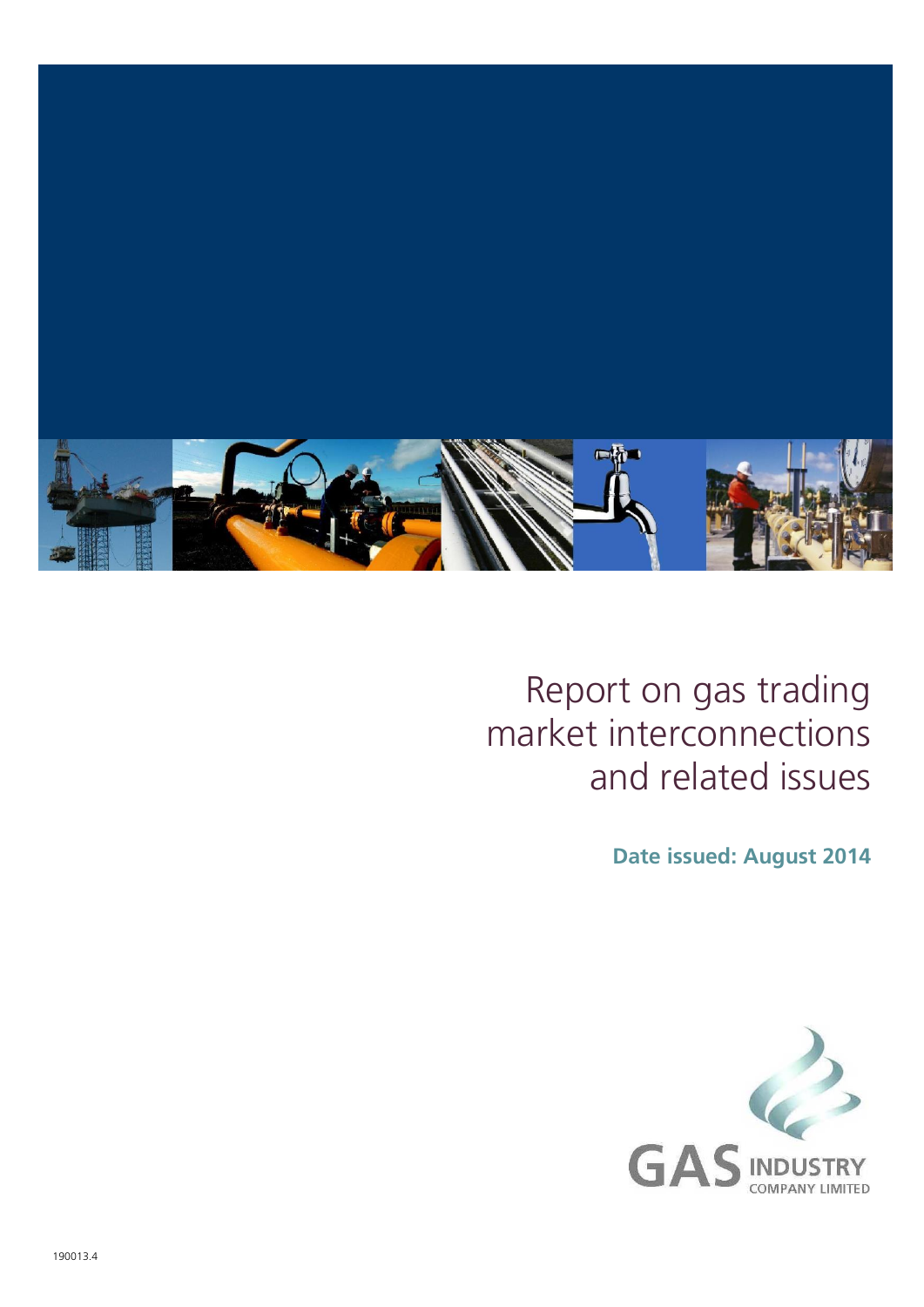# Report on gas trading market interconnections and related issues

**Date issued: August 2014**

GAS INDUSTRY COMPANY LIMITED

190013.4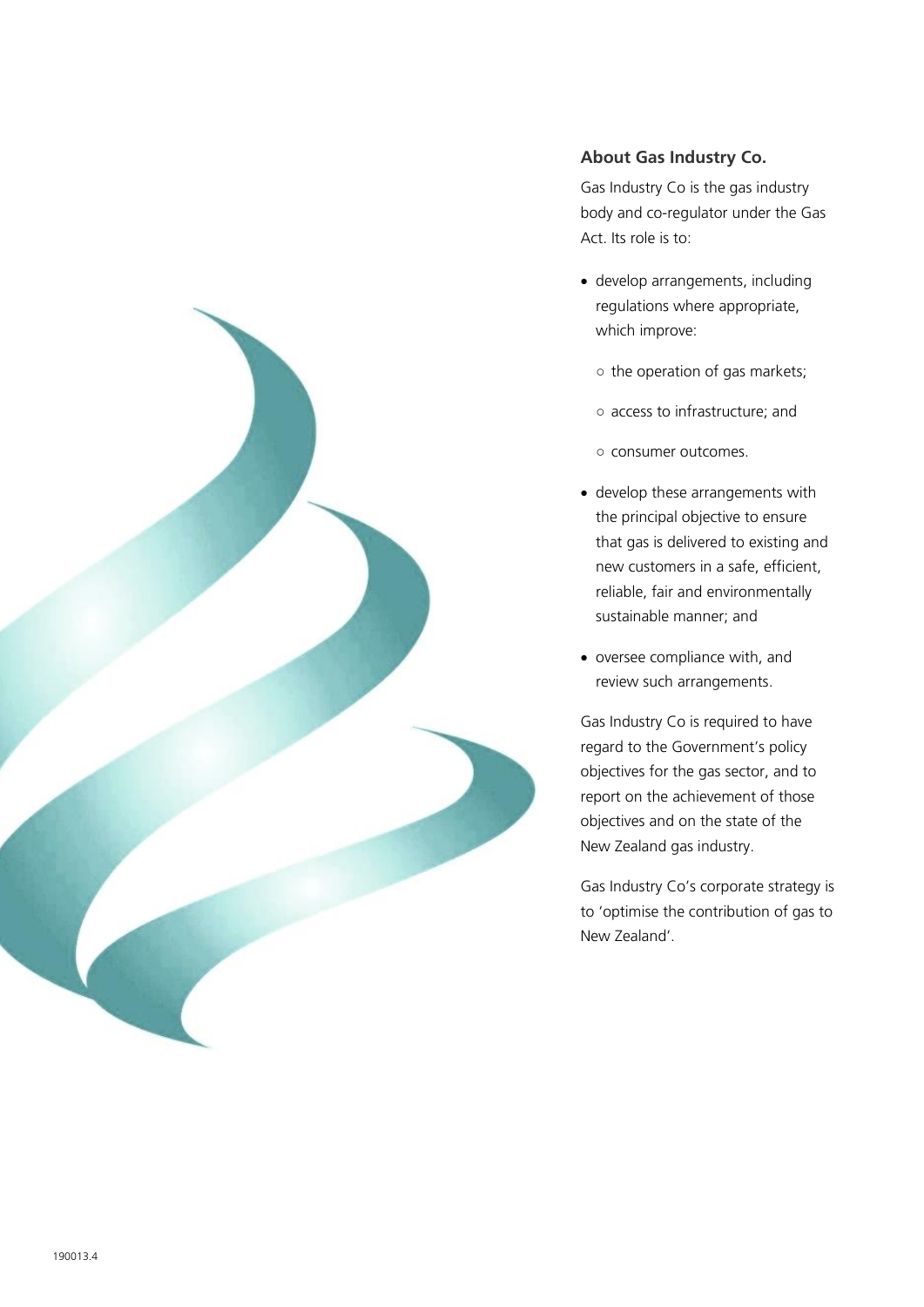## About Gas Industry Co.

Gas Industry Co is the gas industry body and co-regulator under the Gas Act. Its role is to:

- develop arrangements, including regulations where appropriate, which improve:
  - the operation of gas markets;
  - access to infrastructure; and
  - consumer outcomes.
- develop these arrangements with the principal objective to ensure that gas is delivered to existing and new customers in a safe, efficient, reliable, fair and environmentally sustainable manner; and
- oversee compliance with, and review such arrangements.

Gas Industry Co is required to have regard to the Government's policy objectives for the gas sector, and to report on the achievement of those objectives and on the state of the New Zealand gas industry.

Gas Industry Co's corporate strategy is to 'optimise the contribution of gas to New Zealand'.

190013.4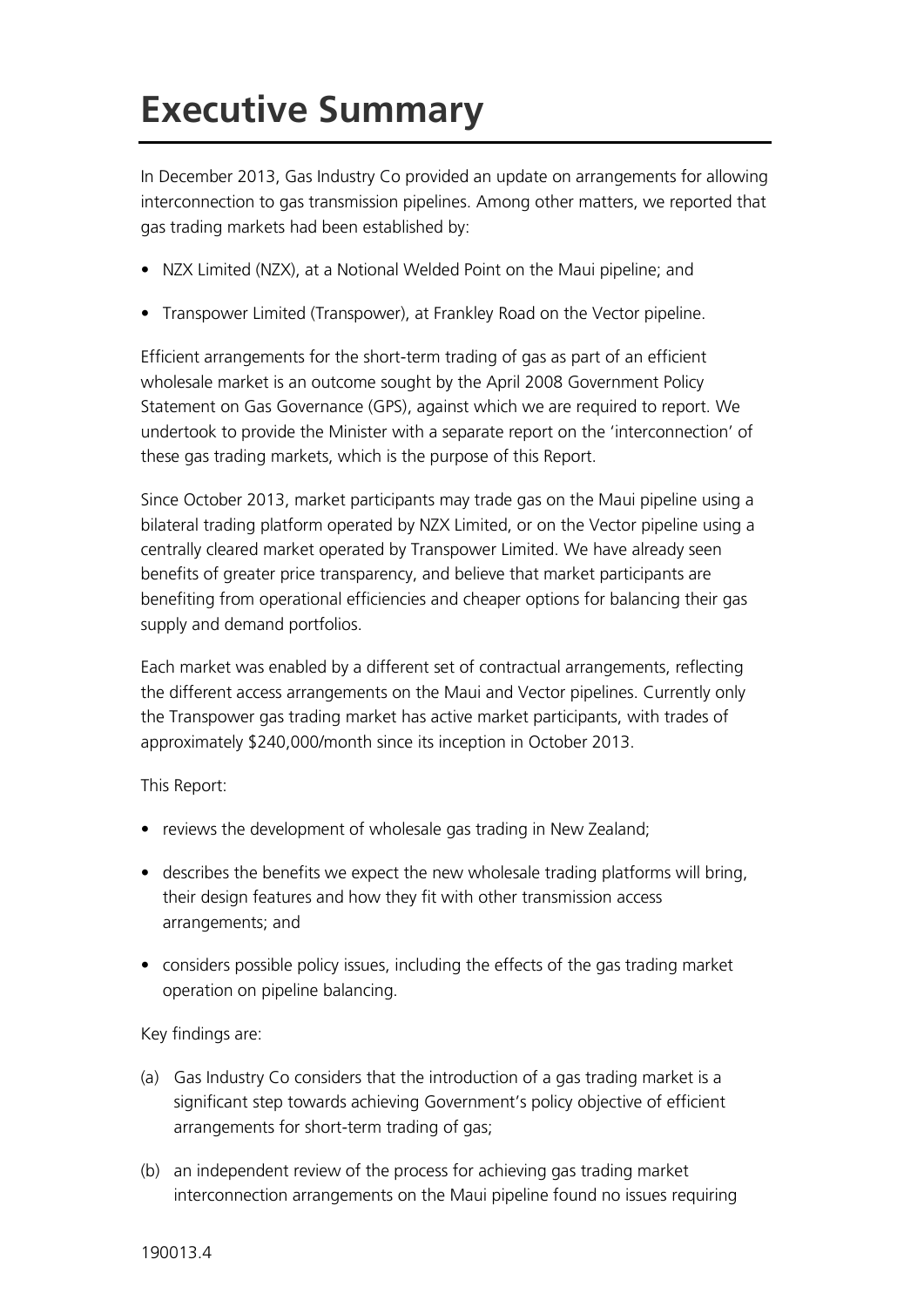# Executive Summary

In December 2013, Gas Industry Co provided an update on arrangements for allowing interconnection to gas transmission pipelines. Among other matters, we reported that gas trading markets had been established by:

- NZX Limited (NZX), at a Notional Welded Point on the Maui pipeline; and
- Transpower Limited (Transpower), at Frankley Road on the Vector pipeline.

Efficient arrangements for the short-term trading of gas as part of an efficient wholesale market is an outcome sought by the April 2008 Government Policy Statement on Gas Governance (GPS), against which we are required to report. We undertook to provide the Minister with a separate report on the 'interconnection' of these gas trading markets, which is the purpose of this Report.

Since October 2013, market participants may trade gas on the Maui pipeline using a bilateral trading platform operated by NZX Limited, or on the Vector pipeline using a centrally cleared market operated by Transpower Limited. We have already seen benefits of greater price transparency, and believe that market participants are benefiting from operational efficiencies and cheaper options for balancing their gas supply and demand portfolios.

Each market was enabled by a different set of contractual arrangements, reflecting the different access arrangements on the Maui and Vector pipelines. Currently only the Transpower gas trading market has active market participants, with trades of approximately $240,000/month since its inception in October 2013.

This Report:

- reviews the development of wholesale gas trading in New Zealand;
- describes the benefits we expect the new wholesale trading platforms will bring, their design features and how they fit with other transmission access arrangements; and
- considers possible policy issues, including the effects of the gas trading market operation on pipeline balancing.

Key findings are:

(a) Gas Industry Co considers that the introduction of a gas trading market is a significant step towards achieving Government's policy objective of efficient arrangements for short-term trading of gas;

(b) an independent review of the process for achieving gas trading market interconnection arrangements on the Maui pipeline found no issues requiring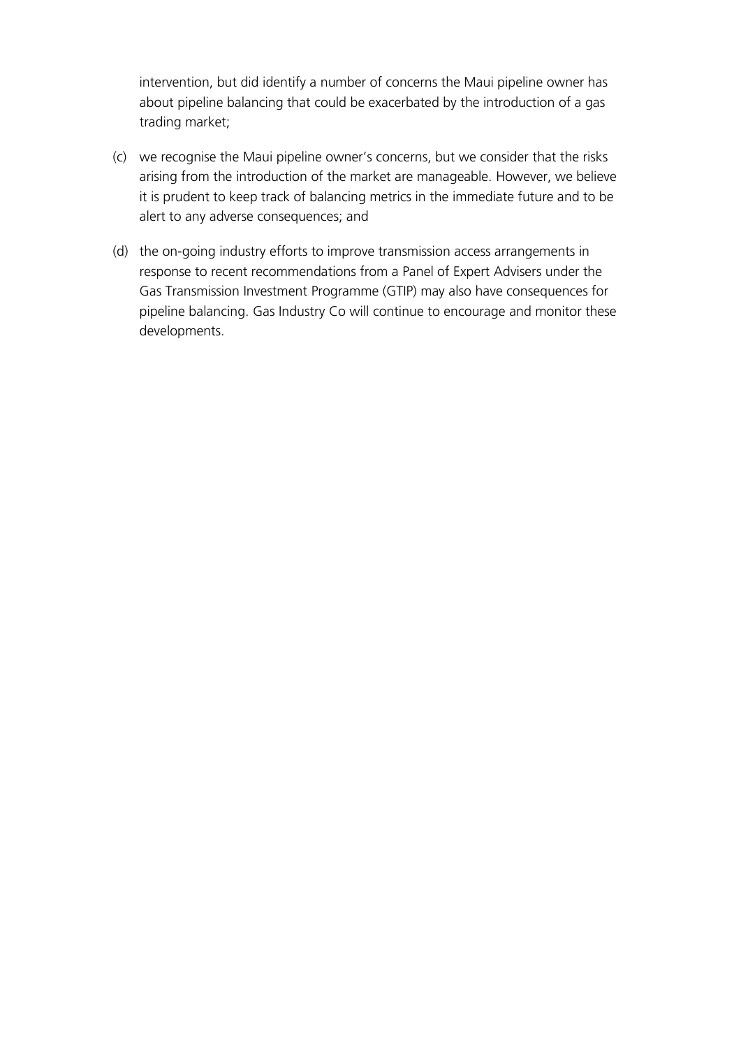intervention, but did identify a number of concerns the Maui pipeline owner has about pipeline balancing that could be exacerbated by the introduction of a gas trading market;

(c) we recognise the Maui pipeline owner's concerns, but we consider that the risks arising from the introduction of the market are manageable. However, we believe it is prudent to keep track of balancing metrics in the immediate future and to be alert to any adverse consequences; and

(d) the on-going industry efforts to improve transmission access arrangements in response to recent recommendations from a Panel of Expert Advisers under the Gas Transmission Investment Programme (GTIP) may also have consequences for pipeline balancing. Gas Industry Co will continue to encourage and monitor these developments.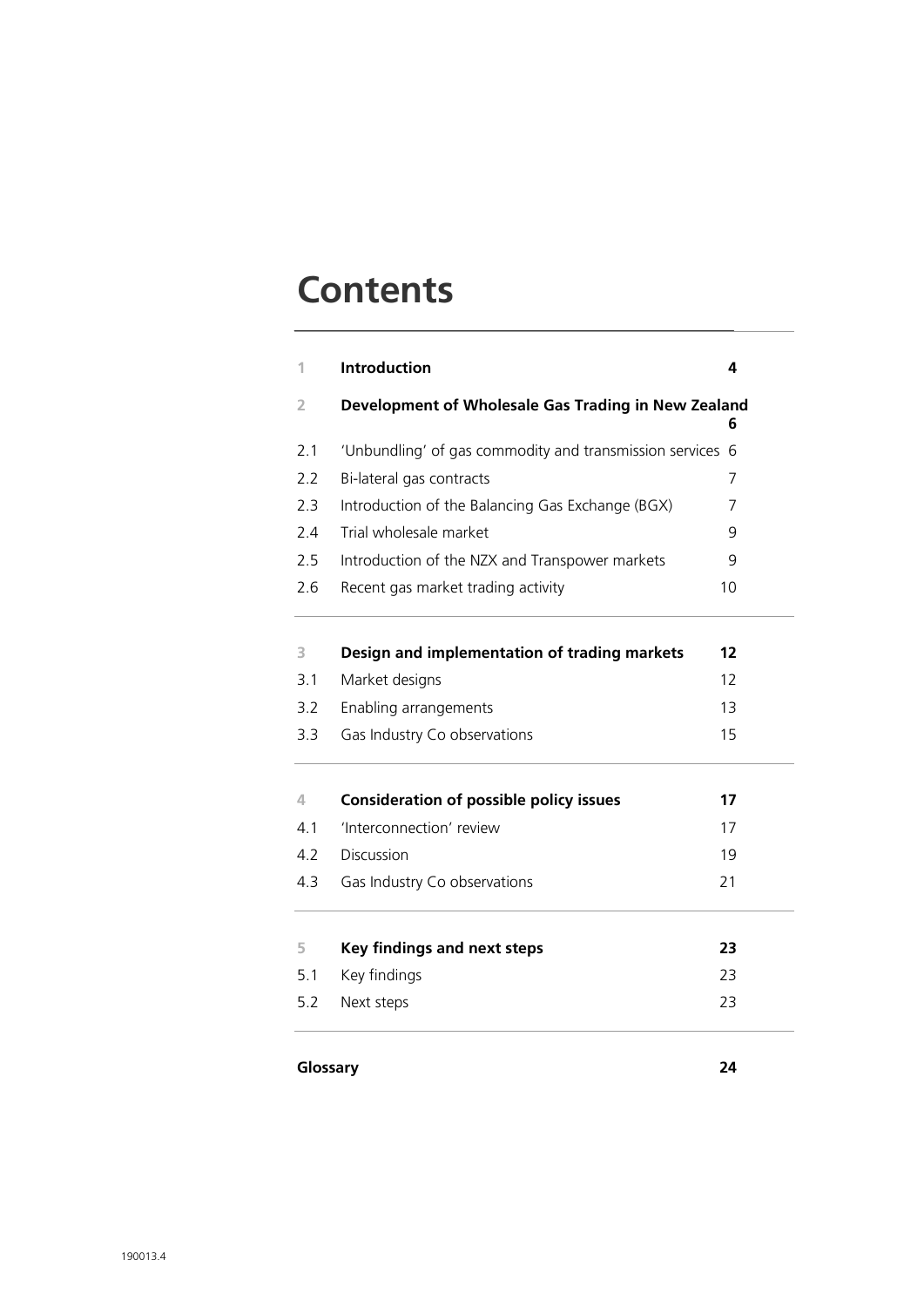# Contents

| | | |
|---|---|---|
| 1 | **Introduction** | **4** |
| 2 | **Development of Wholesale Gas Trading in New Zealand** | **6** |
| 2.1 | 'Unbundling' of gas commodity and transmission services | 6 |
| 2.2 | Bi-lateral gas contracts | 7 |
| 2.3 | Introduction of the Balancing Gas Exchange (BGX) | 7 |
| 2.4 | Trial wholesale market | 9 |
| 2.5 | Introduction of the NZX and Transpower markets | 9 |
| 2.6 | Recent gas market trading activity | 10 |
| 3 | **Design and implementation of trading markets** | **12** |
| 3.1 | Market designs | 12 |
| 3.2 | Enabling arrangements | 13 |
| 3.3 | Gas Industry Co observations | 15 |
| 4 | **Consideration of possible policy issues** | **17** |
| 4.1 | 'Interconnection' review | 17 |
| 4.2 | Discussion | 19 |
| 4.3 | Gas Industry Co observations | 21 |
| 5 | **Key findings and next steps** | **23** |
| 5.1 | Key findings | 23 |
| 5.2 | Next steps | 23 |
| **Glossary** | | **24** |

190013.4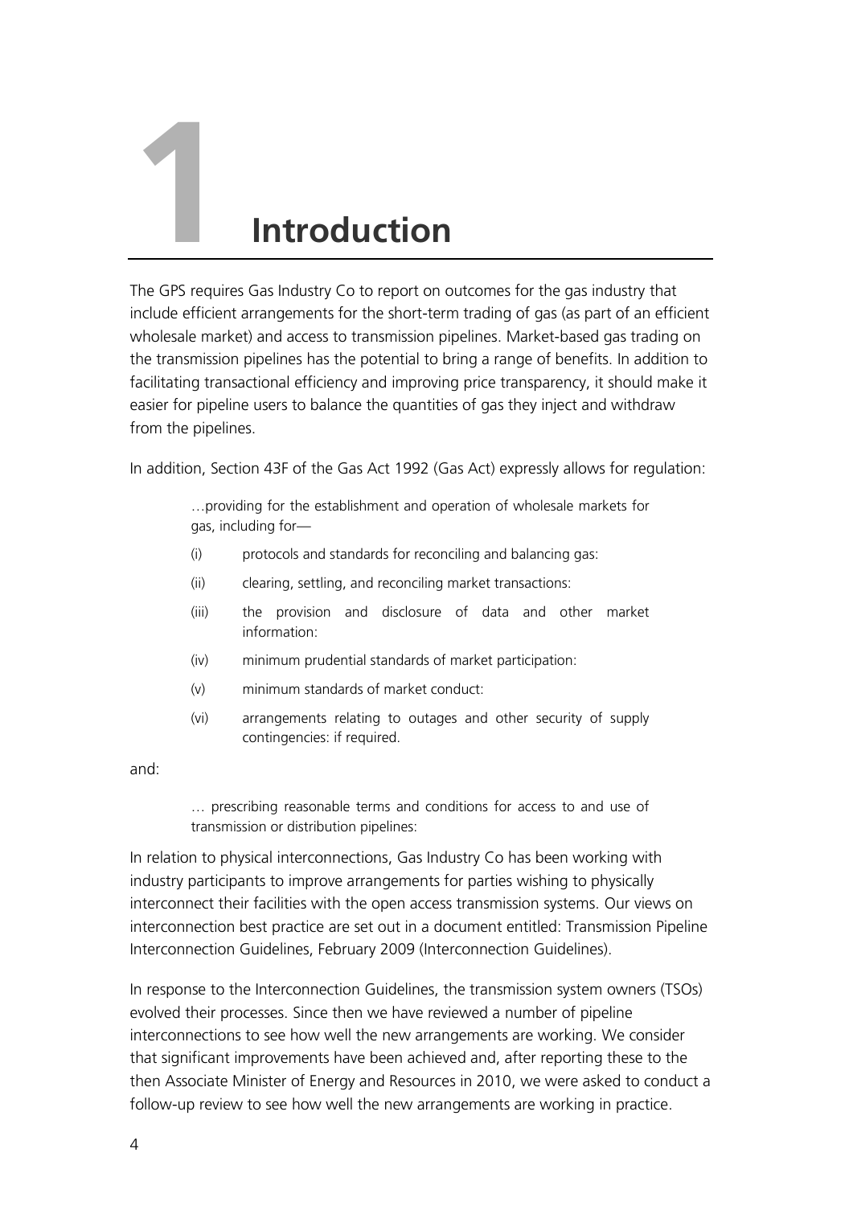# 1 Introduction

The GPS requires Gas Industry Co to report on outcomes for the gas industry that include efficient arrangements for the short-term trading of gas (as part of an efficient wholesale market) and access to transmission pipelines. Market-based gas trading on the transmission pipelines has the potential to bring a range of benefits. In addition to facilitating transactional efficiency and improving price transparency, it should make it easier for pipeline users to balance the quantities of gas they inject and withdraw from the pipelines.

In addition, Section 43F of the Gas Act 1992 (Gas Act) expressly allows for regulation:

> …providing for the establishment and operation of wholesale markets for gas, including for—
>
> (i) protocols and standards for reconciling and balancing gas:
>
> (ii) clearing, settling, and reconciling market transactions:
>
> (iii) the provision and disclosure of data and other market information:
>
> (iv) minimum prudential standards of market participation:
>
> (v) minimum standards of market conduct:
>
> (vi) arrangements relating to outages and other security of supply contingencies: if required.

and:

> … prescribing reasonable terms and conditions for access to and use of transmission or distribution pipelines:

In relation to physical interconnections, Gas Industry Co has been working with industry participants to improve arrangements for parties wishing to physically interconnect their facilities with the open access transmission systems. Our views on interconnection best practice are set out in a document entitled: Transmission Pipeline Interconnection Guidelines, February 2009 (Interconnection Guidelines).

In response to the Interconnection Guidelines, the transmission system owners (TSOs) evolved their processes. Since then we have reviewed a number of pipeline interconnections to see how well the new arrangements are working. We consider that significant improvements have been achieved and, after reporting these to the then Associate Minister of Energy and Resources in 2010, we were asked to conduct a follow-up review to see how well the new arrangements are working in practice.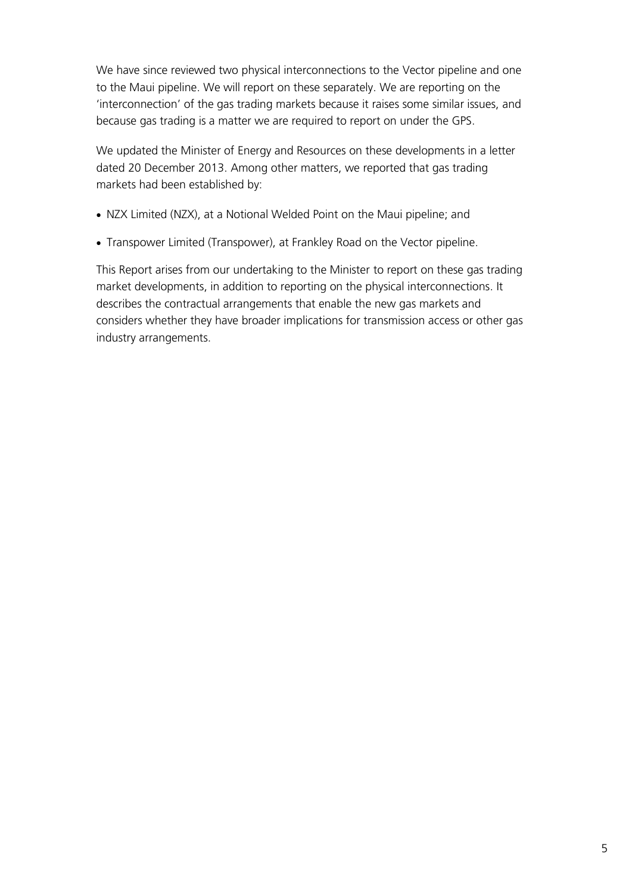We have since reviewed two physical interconnections to the Vector pipeline and one to the Maui pipeline. We will report on these separately. We are reporting on the 'interconnection' of the gas trading markets because it raises some similar issues, and because gas trading is a matter we are required to report on under the GPS.

We updated the Minister of Energy and Resources on these developments in a letter dated 20 December 2013. Among other matters, we reported that gas trading markets had been established by:

- NZX Limited (NZX), at a Notional Welded Point on the Maui pipeline; and
- Transpower Limited (Transpower), at Frankley Road on the Vector pipeline.

This Report arises from our undertaking to the Minister to report on these gas trading market developments, in addition to reporting on the physical interconnections. It describes the contractual arrangements that enable the new gas markets and considers whether they have broader implications for transmission access or other gas industry arrangements.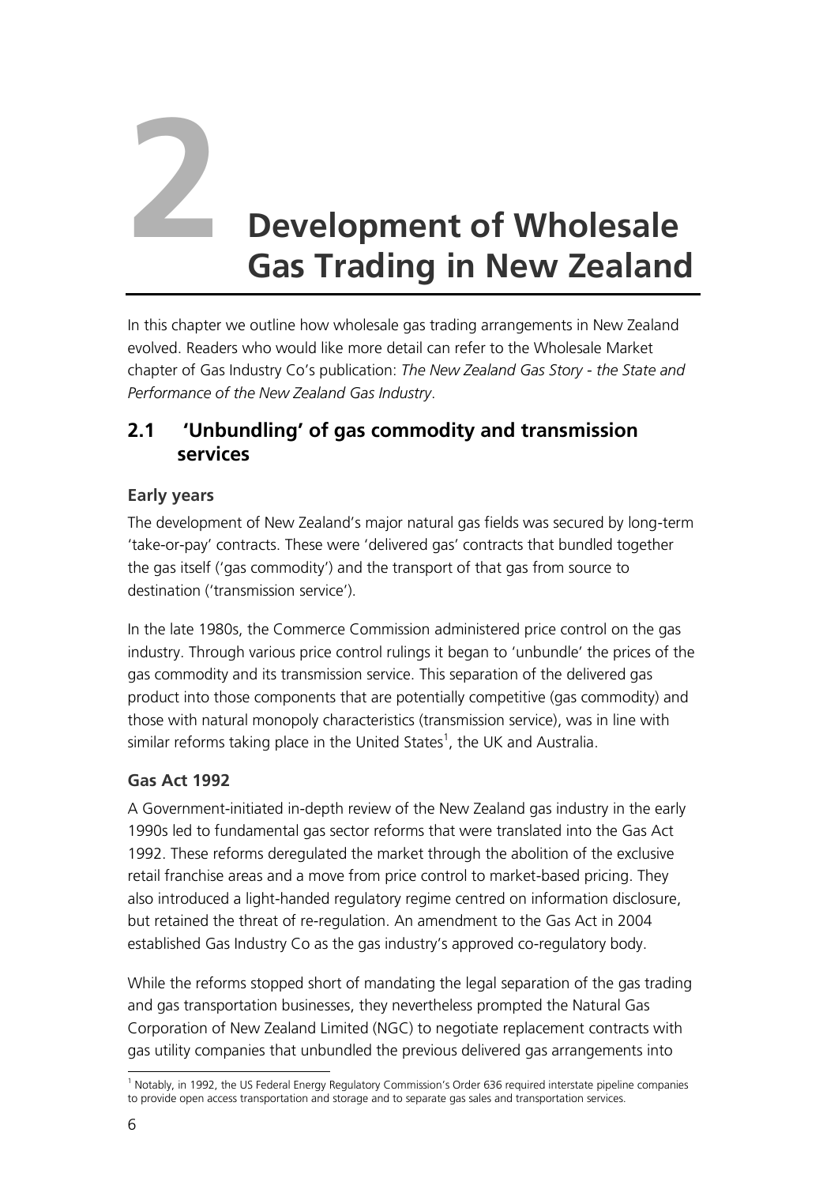# 2 Development of Wholesale Gas Trading in New Zealand

In this chapter we outline how wholesale gas trading arrangements in New Zealand evolved. Readers who would like more detail can refer to the Wholesale Market chapter of Gas Industry Co's publication: *The New Zealand Gas Story - the State and Performance of the New Zealand Gas Industry*.

## 2.1 'Unbundling' of gas commodity and transmission services

### Early years

The development of New Zealand's major natural gas fields was secured by long-term 'take-or-pay' contracts. These were 'delivered gas' contracts that bundled together the gas itself ('gas commodity') and the transport of that gas from source to destination ('transmission service').

In the late 1980s, the Commerce Commission administered price control on the gas industry. Through various price control rulings it began to 'unbundle' the prices of the gas commodity and its transmission service. This separation of the delivered gas product into those components that are potentially competitive (gas commodity) and those with natural monopoly characteristics (transmission service), was in line with similar reforms taking place in the United States[1], the UK and Australia.

### Gas Act 1992

A Government-initiated in-depth review of the New Zealand gas industry in the early 1990s led to fundamental gas sector reforms that were translated into the Gas Act 1992. These reforms deregulated the market through the abolition of the exclusive retail franchise areas and a move from price control to market-based pricing. They also introduced a light-handed regulatory regime centred on information disclosure, but retained the threat of re-regulation. An amendment to the Gas Act in 2004 established Gas Industry Co as the gas industry's approved co-regulatory body.

While the reforms stopped short of mandating the legal separation of the gas trading and gas transportation businesses, they nevertheless prompted the Natural Gas Corporation of New Zealand Limited (NGC) to negotiate replacement contracts with gas utility companies that unbundled the previous delivered gas arrangements into

[1] Notably, in 1992, the US Federal Energy Regulatory Commission's Order 636 required interstate pipeline companies to provide open access transportation and storage and to separate gas sales and transportation services.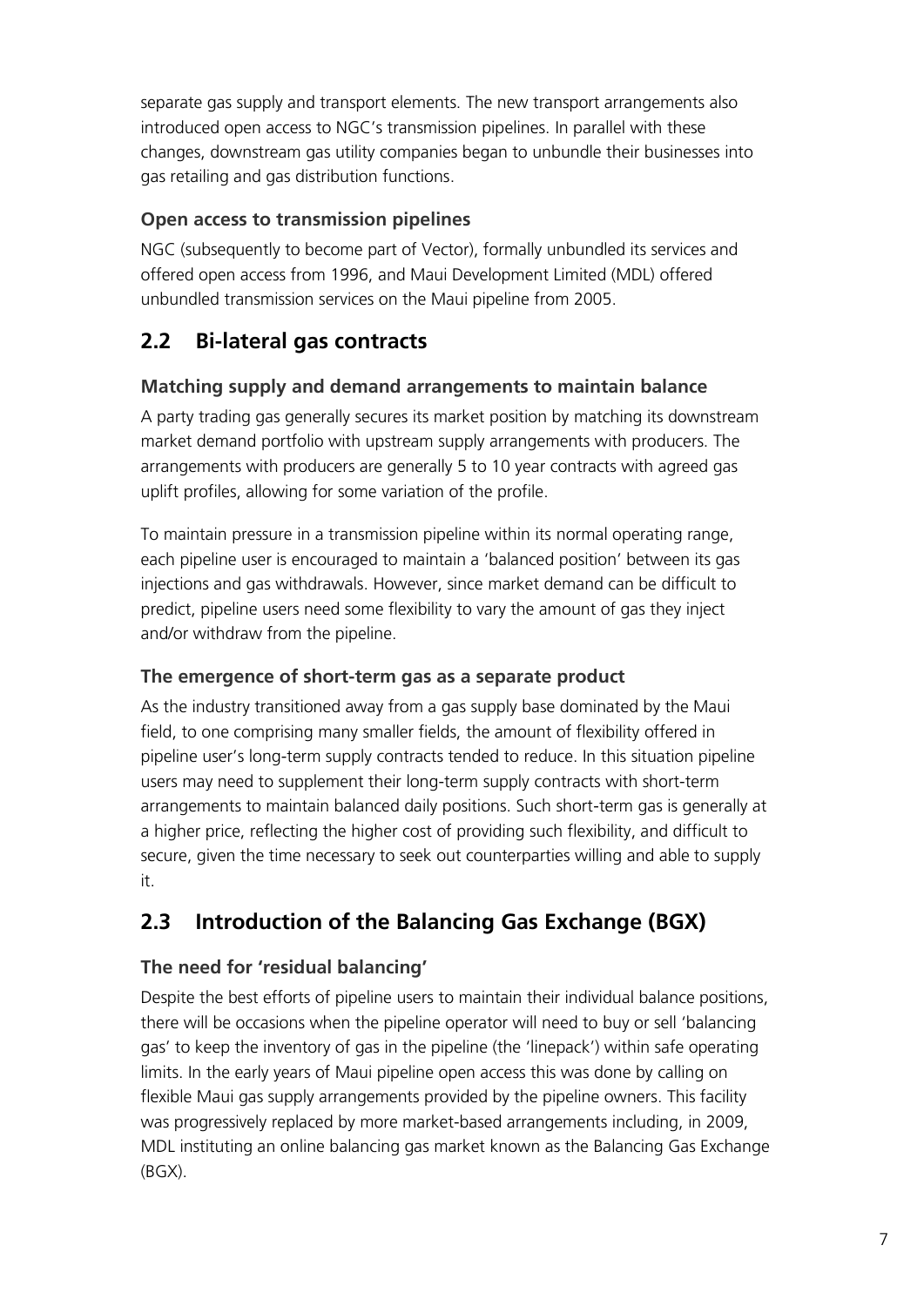separate gas supply and transport elements. The new transport arrangements also introduced open access to NGC's transmission pipelines. In parallel with these changes, downstream gas utility companies began to unbundle their businesses into gas retailing and gas distribution functions.

### Open access to transmission pipelines

NGC (subsequently to become part of Vector), formally unbundled its services and offered open access from 1996, and Maui Development Limited (MDL) offered unbundled transmission services on the Maui pipeline from 2005.

## 2.2 Bi-lateral gas contracts

### Matching supply and demand arrangements to maintain balance

A party trading gas generally secures its market position by matching its downstream market demand portfolio with upstream supply arrangements with producers. The arrangements with producers are generally 5 to 10 year contracts with agreed gas uplift profiles, allowing for some variation of the profile.

To maintain pressure in a transmission pipeline within its normal operating range, each pipeline user is encouraged to maintain a 'balanced position' between its gas injections and gas withdrawals. However, since market demand can be difficult to predict, pipeline users need some flexibility to vary the amount of gas they inject and/or withdraw from the pipeline.

### The emergence of short-term gas as a separate product

As the industry transitioned away from a gas supply base dominated by the Maui field, to one comprising many smaller fields, the amount of flexibility offered in pipeline user's long-term supply contracts tended to reduce. In this situation pipeline users may need to supplement their long-term supply contracts with short-term arrangements to maintain balanced daily positions. Such short-term gas is generally at a higher price, reflecting the higher cost of providing such flexibility, and difficult to secure, given the time necessary to seek out counterparties willing and able to supply it.

## 2.3 Introduction of the Balancing Gas Exchange (BGX)

### The need for 'residual balancing'

Despite the best efforts of pipeline users to maintain their individual balance positions, there will be occasions when the pipeline operator will need to buy or sell 'balancing gas' to keep the inventory of gas in the pipeline (the 'linepack') within safe operating limits. In the early years of Maui pipeline open access this was done by calling on flexible Maui gas supply arrangements provided by the pipeline owners. This facility was progressively replaced by more market-based arrangements including, in 2009, MDL instituting an online balancing gas market known as the Balancing Gas Exchange (BGX).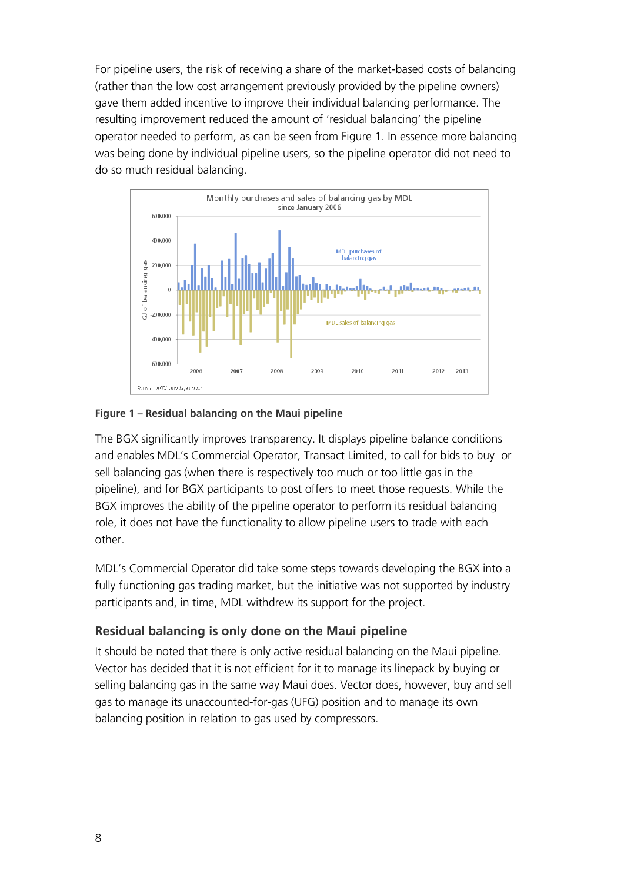For pipeline users, the risk of receiving a share of the market-based costs of balancing (rather than the low cost arrangement previously provided by the pipeline owners) gave them added incentive to improve their individual balancing performance. The resulting improvement reduced the amount of 'residual balancing' the pipeline operator needed to perform, as can be seen from Figure 1. In essence more balancing was being done by individual pipeline users, so the pipeline operator did not need to do so much residual balancing.

**Figure 1 – Residual balancing on the Maui pipeline**

The BGX significantly improves transparency. It displays pipeline balance conditions and enables MDL's Commercial Operator, Transact Limited, to call for bids to buy or sell balancing gas (when there is respectively too much or too little gas in the pipeline), and for BGX participants to post offers to meet those requests. While the BGX improves the ability of the pipeline operator to perform its residual balancing role, it does not have the functionality to allow pipeline users to trade with each other.

MDL's Commercial Operator did take some steps towards developing the BGX into a fully functioning gas trading market, but the initiative was not supported by industry participants and, in time, MDL withdrew its support for the project.

### Residual balancing is only done on the Maui pipeline

It should be noted that there is only active residual balancing on the Maui pipeline. Vector has decided that it is not efficient for it to manage its linepack by buying or selling balancing gas in the same way Maui does. Vector does, however, buy and sell gas to manage its unaccounted-for-gas (UFG) position and to manage its own balancing position in relation to gas used by compressors.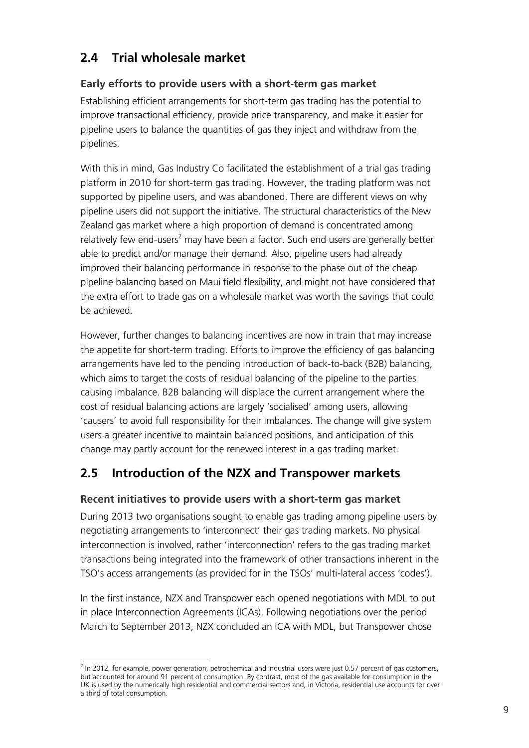## 2.4 Trial wholesale market

### Early efforts to provide users with a short-term gas market

Establishing efficient arrangements for short-term gas trading has the potential to improve transactional efficiency, provide price transparency, and make it easier for pipeline users to balance the quantities of gas they inject and withdraw from the pipelines.

With this in mind, Gas Industry Co facilitated the establishment of a trial gas trading platform in 2010 for short-term gas trading. However, the trading platform was not supported by pipeline users, and was abandoned. There are different views on why pipeline users did not support the initiative. The structural characteristics of the New Zealand gas market where a high proportion of demand is concentrated among relatively few end-users[2] may have been a factor. Such end users are generally better able to predict and/or manage their demand. Also, pipeline users had already improved their balancing performance in response to the phase out of the cheap pipeline balancing based on Maui field flexibility, and might not have considered that the extra effort to trade gas on a wholesale market was worth the savings that could be achieved.

However, further changes to balancing incentives are now in train that may increase the appetite for short-term trading. Efforts to improve the efficiency of gas balancing arrangements have led to the pending introduction of back-to-back (B2B) balancing, which aims to target the costs of residual balancing of the pipeline to the parties causing imbalance. B2B balancing will displace the current arrangement where the cost of residual balancing actions are largely 'socialised' among users, allowing 'causers' to avoid full responsibility for their imbalances. The change will give system users a greater incentive to maintain balanced positions, and anticipation of this change may partly account for the renewed interest in a gas trading market.

## 2.5 Introduction of the NZX and Transpower markets

### Recent initiatives to provide users with a short-term gas market

During 2013 two organisations sought to enable gas trading among pipeline users by negotiating arrangements to 'interconnect' their gas trading markets. No physical interconnection is involved, rather 'interconnection' refers to the gas trading market transactions being integrated into the framework of other transactions inherent in the TSO's access arrangements (as provided for in the TSOs' multi-lateral access 'codes').

In the first instance, NZX and Transpower each opened negotiations with MDL to put in place Interconnection Agreements (ICAs). Following negotiations over the period March to September 2013, NZX concluded an ICA with MDL, but Transpower chose

[2] In 2012, for example, power generation, petrochemical and industrial users were just 0.57 percent of gas customers, but accounted for around 91 percent of consumption. By contrast, most of the gas available for consumption in the UK is used by the numerically high residential and commercial sectors and, in Victoria, residential use accounts for over a third of total consumption.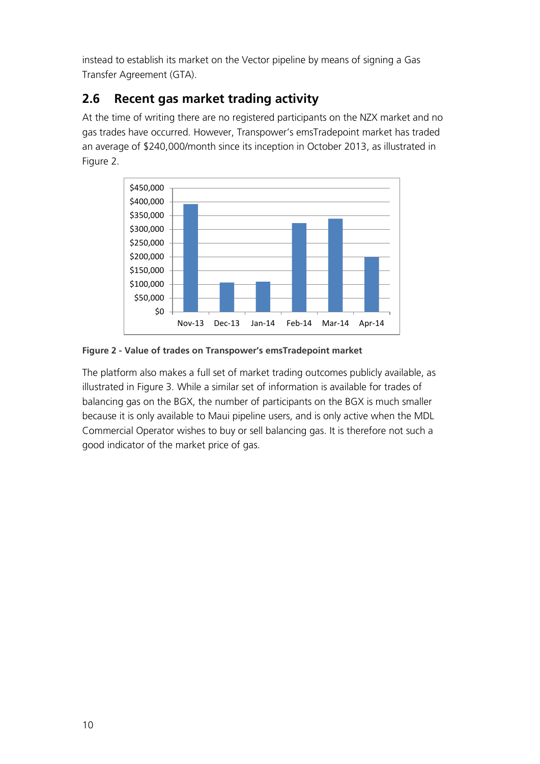instead to establish its market on the Vector pipeline by means of signing a Gas Transfer Agreement (GTA).

## 2.6 Recent gas market trading activity

At the time of writing there are no registered participants on the NZX market and no gas trades have occurred. However, Transpower's emsTradepoint market has traded an average of $240,000/month since its inception in October 2013, as illustrated in Figure 2.

**Figure 2 - Value of trades on Transpower's emsTradepoint market**

The platform also makes a full set of market trading outcomes publicly available, as illustrated in Figure 3. While a similar set of information is available for trades of balancing gas on the BGX, the number of participants on the BGX is much smaller because it is only available to Maui pipeline users, and is only active when the MDL Commercial Operator wishes to buy or sell balancing gas. It is therefore not such a good indicator of the market price of gas.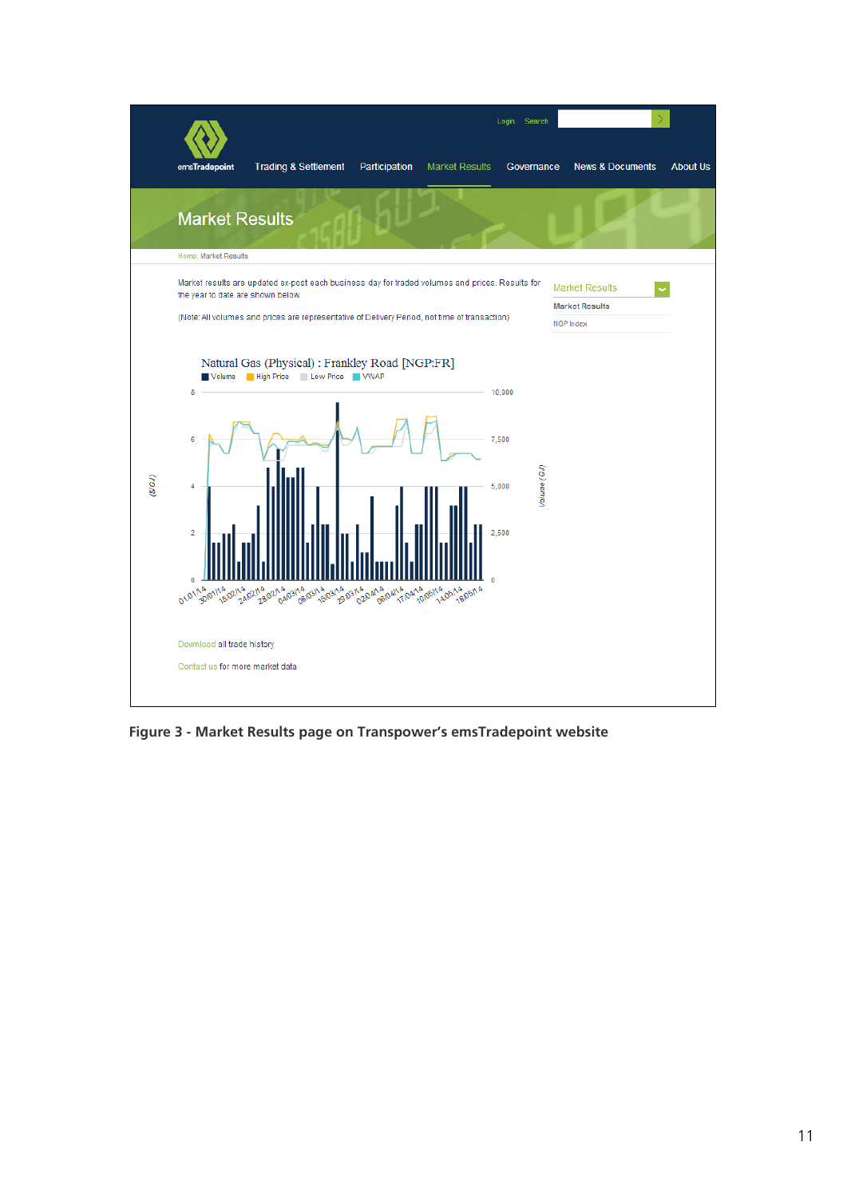Market Results

Home: Market Results

Market results are updated ex-post each business day for traded volumes and prices. Results for the year to date are shown below.

(Note: All volumes and prices are representative of Delivery Period, not time of transaction)

Natural Gas (Physical) : Frankley Road [NGP:FR]

Download all trade history

Contact us for more market data

**Figure 3 - Market Results page on Transpower's emsTradepoint website**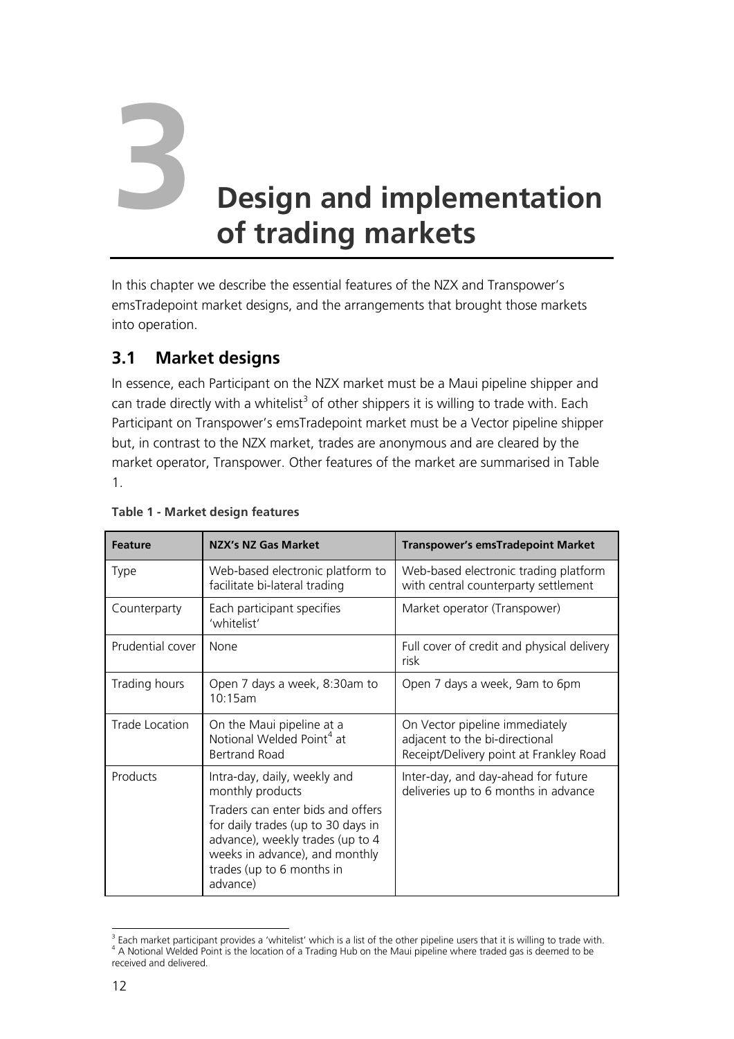# 3 Design and implementation of trading markets

In this chapter we describe the essential features of the NZX and Transpower's emsTradepoint market designs, and the arrangements that brought those markets into operation.

## 3.1 Market designs

In essence, each Participant on the NZX market must be a Maui pipeline shipper and can trade directly with a whitelist[3] of other shippers it is willing to trade with. Each Participant on Transpower's emsTradepoint market must be a Vector pipeline shipper but, in contrast to the NZX market, trades are anonymous and are cleared by the market operator, Transpower. Other features of the market are summarised in Table 1.

**Table 1 - Market design features**

| Feature | NZX's NZ Gas Market | Transpower's emsTradepoint Market |
|---|---|---|
| Type | Web-based electronic platform to facilitate bi-lateral trading | Web-based electronic trading platform with central counterparty settlement |
| Counterparty | Each participant specifies 'whitelist' | Market operator (Transpower) |
| Prudential cover | None | Full cover of credit and physical delivery risk |
| Trading hours | Open 7 days a week, 8:30am to 10:15am | Open 7 days a week, 9am to 6pm |
| Trade Location | On the Maui pipeline at a Notional Welded Point[4] at Bertrand Road | On Vector pipeline immediately adjacent to the bi-directional Receipt/Delivery point at Frankley Road |
| Products | Intra-day, daily, weekly and monthly products<br>Traders can enter bids and offers for daily trades (up to 30 days in advance), weekly trades (up to 4 weeks in advance), and monthly trades (up to 6 months in advance) | Inter-day, and day-ahead for future deliveries up to 6 months in advance |

[3] Each market participant provides a 'whitelist' which is a list of the other pipeline users that it is willing to trade with.
[4] A Notional Welded Point is the location of a Trading Hub on the Maui pipeline where traded gas is deemed to be received and delivered.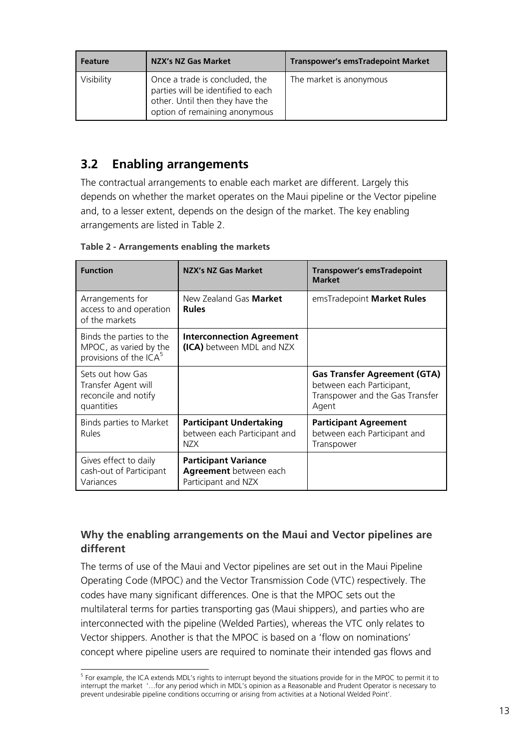| Feature | NZX's NZ Gas Market | Transpower's emsTradepoint Market |
|---|---|---|
| Visibility | Once a trade is concluded, the parties will be identified to each other. Until then they have the option of remaining anonymous | The market is anonymous |

## 3.2 Enabling arrangements

The contractual arrangements to enable each market are different. Largely this depends on whether the market operates on the Maui pipeline or the Vector pipeline and, to a lesser extent, depends on the design of the market. The key enabling arrangements are listed in Table 2.

**Table 2 - Arrangements enabling the markets**

| Function | NZX's NZ Gas Market | Transpower's emsTradepoint Market |
|---|---|---|
| Arrangements for access to and operation of the markets | New Zealand Gas **Market Rules** | emsTradepoint **Market Rules** |
| Binds the parties to the MPOC, as varied by the provisions of the ICA[5] | **Interconnection Agreement (ICA)** between MDL and NZX | |
| Sets out how Gas Transfer Agent will reconcile and notify quantities | | **Gas Transfer Agreement (GTA)** between each Participant, Transpower and the Gas Transfer Agent |
| Binds parties to Market Rules | **Participant Undertaking** between each Participant and NZX | **Participant Agreement** between each Participant and Transpower |
| Gives effect to daily cash-out of Participant Variances | **Participant Variance Agreement** between each Participant and NZX | |

### Why the enabling arrangements on the Maui and Vector pipelines are different

The terms of use of the Maui and Vector pipelines are set out in the Maui Pipeline Operating Code (MPOC) and the Vector Transmission Code (VTC) respectively. The codes have many significant differences. One is that the MPOC sets out the multilateral terms for parties transporting gas (Maui shippers), and parties who are interconnected with the pipeline (Welded Parties), whereas the VTC only relates to Vector shippers. Another is that the MPOC is based on a 'flow on nominations' concept where pipeline users are required to nominate their intended gas flows and

[5] For example, the ICA extends MDL's rights to interrupt beyond the situations provide for in the MPOC to permit it to interrupt the market '…for any period which in MDL's opinion as a Reasonable and Prudent Operator is necessary to prevent undesirable pipeline conditions occurring or arising from activities at a Notional Welded Point'.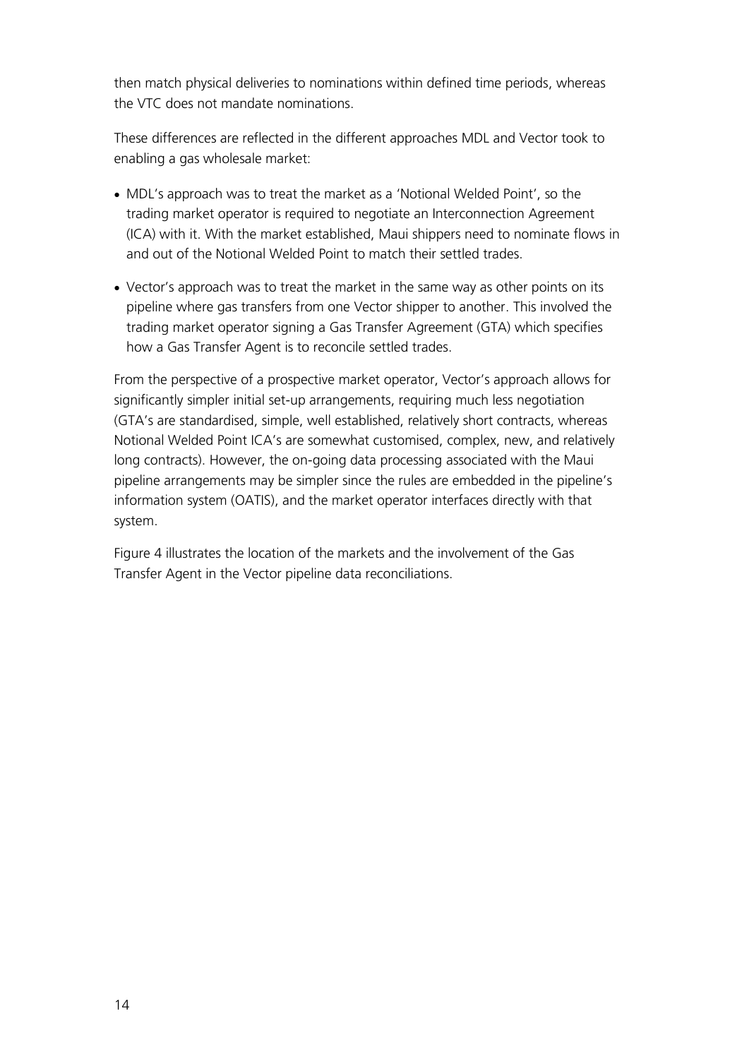then match physical deliveries to nominations within defined time periods, whereas the VTC does not mandate nominations.

These differences are reflected in the different approaches MDL and Vector took to enabling a gas wholesale market:

- MDL's approach was to treat the market as a 'Notional Welded Point', so the trading market operator is required to negotiate an Interconnection Agreement (ICA) with it. With the market established, Maui shippers need to nominate flows in and out of the Notional Welded Point to match their settled trades.
- Vector's approach was to treat the market in the same way as other points on its pipeline where gas transfers from one Vector shipper to another. This involved the trading market operator signing a Gas Transfer Agreement (GTA) which specifies how a Gas Transfer Agent is to reconcile settled trades.

From the perspective of a prospective market operator, Vector's approach allows for significantly simpler initial set-up arrangements, requiring much less negotiation (GTA's are standardised, simple, well established, relatively short contracts, whereas Notional Welded Point ICA's are somewhat customised, complex, new, and relatively long contracts). However, the on-going data processing associated with the Maui pipeline arrangements may be simpler since the rules are embedded in the pipeline's information system (OATIS), and the market operator interfaces directly with that system.

Figure 4 illustrates the location of the markets and the involvement of the Gas Transfer Agent in the Vector pipeline data reconciliations.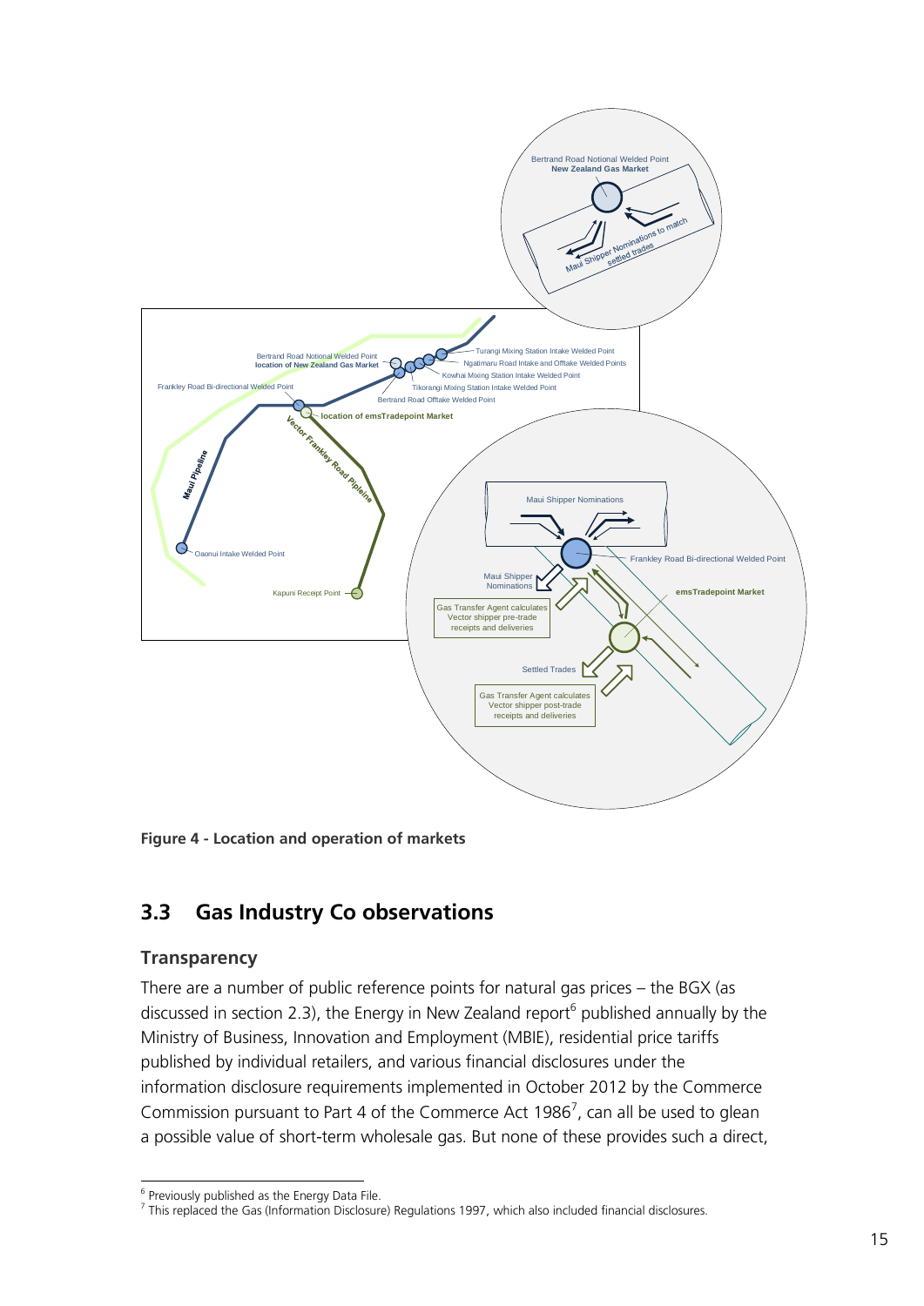Figure 4 - Location and operation of markets

## 3.3 Gas Industry Co observations

### Transparency

There are a number of public reference points for natural gas prices – the BGX (as discussed in section 2.3), the Energy in New Zealand report[6] published annually by the Ministry of Business, Innovation and Employment (MBIE), residential price tariffs published by individual retailers, and various financial disclosures under the information disclosure requirements implemented in October 2012 by the Commerce Commission pursuant to Part 4 of the Commerce Act 1986[7], can all be used to glean a possible value of short-term wholesale gas. But none of these provides such a direct,

[6] Previously published as the Energy Data File.

[7] This replaced the Gas (Information Disclosure) Regulations 1997, which also included financial disclosures.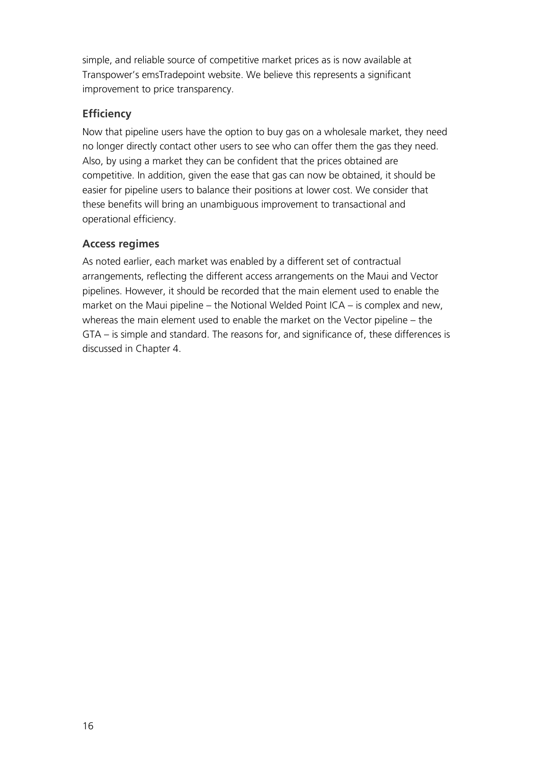simple, and reliable source of competitive market prices as is now available at Transpower's emsTradepoint website. We believe this represents a significant improvement to price transparency.

### Efficiency

Now that pipeline users have the option to buy gas on a wholesale market, they need no longer directly contact other users to see who can offer them the gas they need. Also, by using a market they can be confident that the prices obtained are competitive. In addition, given the ease that gas can now be obtained, it should be easier for pipeline users to balance their positions at lower cost. We consider that these benefits will bring an unambiguous improvement to transactional and operational efficiency.

### Access regimes

As noted earlier, each market was enabled by a different set of contractual arrangements, reflecting the different access arrangements on the Maui and Vector pipelines. However, it should be recorded that the main element used to enable the market on the Maui pipeline – the Notional Welded Point ICA – is complex and new, whereas the main element used to enable the market on the Vector pipeline – the GTA – is simple and standard. The reasons for, and significance of, these differences is discussed in Chapter 4.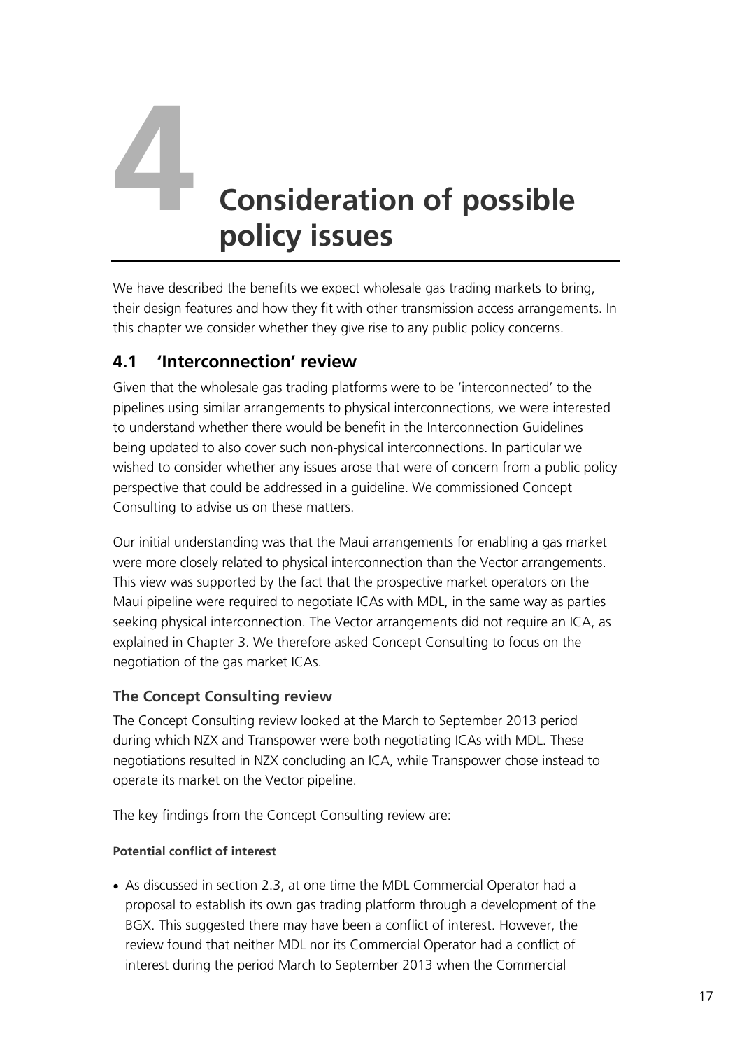# 4 Consideration of possible policy issues

We have described the benefits we expect wholesale gas trading markets to bring, their design features and how they fit with other transmission access arrangements. In this chapter we consider whether they give rise to any public policy concerns.

## 4.1 'Interconnection' review

Given that the wholesale gas trading platforms were to be 'interconnected' to the pipelines using similar arrangements to physical interconnections, we were interested to understand whether there would be benefit in the Interconnection Guidelines being updated to also cover such non-physical interconnections. In particular we wished to consider whether any issues arose that were of concern from a public policy perspective that could be addressed in a guideline. We commissioned Concept Consulting to advise us on these matters.

Our initial understanding was that the Maui arrangements for enabling a gas market were more closely related to physical interconnection than the Vector arrangements. This view was supported by the fact that the prospective market operators on the Maui pipeline were required to negotiate ICAs with MDL, in the same way as parties seeking physical interconnection. The Vector arrangements did not require an ICA, as explained in Chapter 3. We therefore asked Concept Consulting to focus on the negotiation of the gas market ICAs.

### The Concept Consulting review

The Concept Consulting review looked at the March to September 2013 period during which NZX and Transpower were both negotiating ICAs with MDL. These negotiations resulted in NZX concluding an ICA, while Transpower chose instead to operate its market on the Vector pipeline.

The key findings from the Concept Consulting review are:

#### Potential conflict of interest

- As discussed in section 2.3, at one time the MDL Commercial Operator had a proposal to establish its own gas trading platform through a development of the BGX. This suggested there may have been a conflict of interest. However, the review found that neither MDL nor its Commercial Operator had a conflict of interest during the period March to September 2013 when the Commercial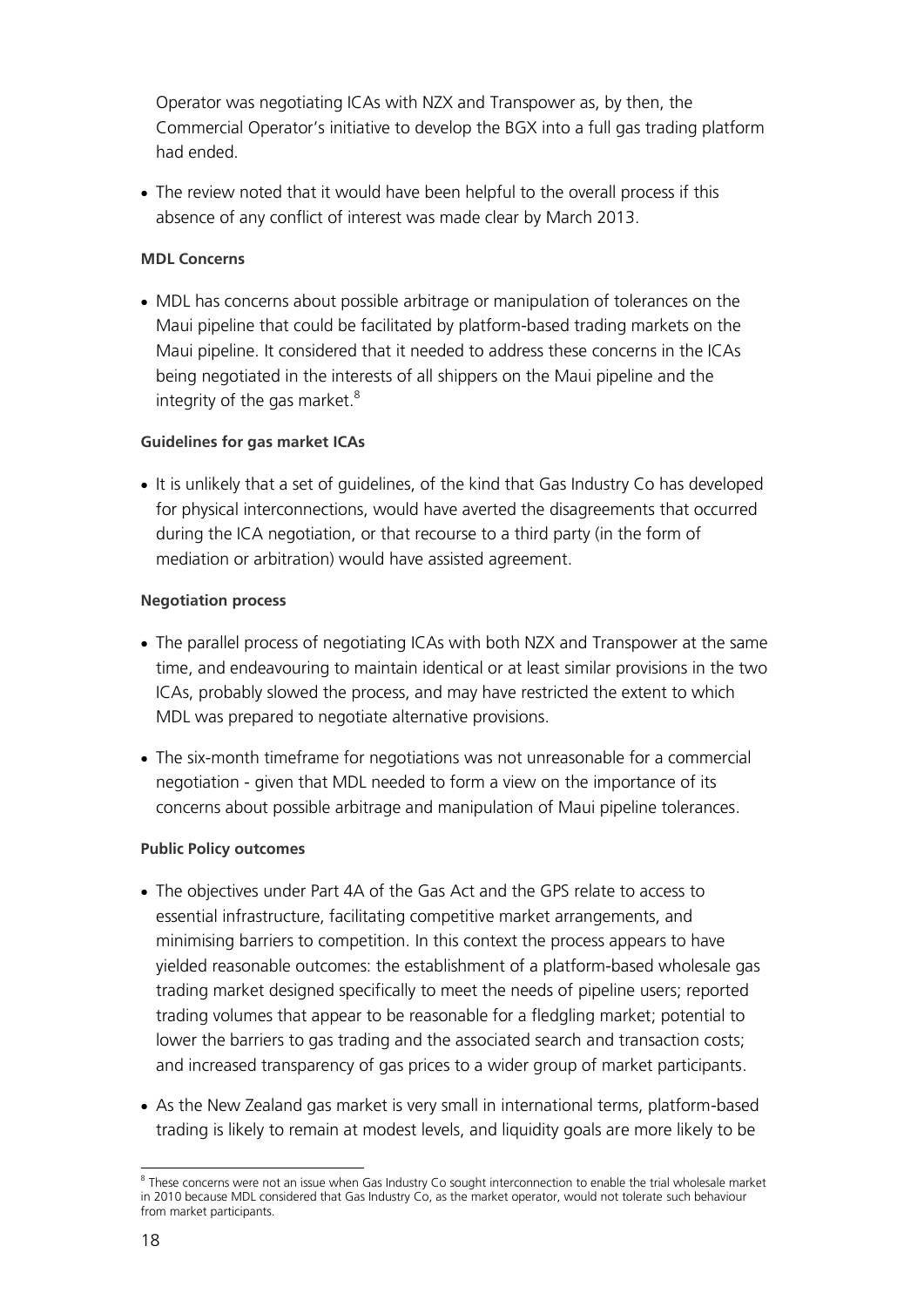Operator was negotiating ICAs with NZX and Transpower as, by then, the Commercial Operator's initiative to develop the BGX into a full gas trading platform had ended.

- The review noted that it would have been helpful to the overall process if this absence of any conflict of interest was made clear by March 2013.

**MDL Concerns**

- MDL has concerns about possible arbitrage or manipulation of tolerances on the Maui pipeline that could be facilitated by platform-based trading markets on the Maui pipeline. It considered that it needed to address these concerns in the ICAs being negotiated in the interests of all shippers on the Maui pipeline and the integrity of the gas market.[8]

**Guidelines for gas market ICAs**

- It is unlikely that a set of guidelines, of the kind that Gas Industry Co has developed for physical interconnections, would have averted the disagreements that occurred during the ICA negotiation, or that recourse to a third party (in the form of mediation or arbitration) would have assisted agreement.

**Negotiation process**

- The parallel process of negotiating ICAs with both NZX and Transpower at the same time, and endeavouring to maintain identical or at least similar provisions in the two ICAs, probably slowed the process, and may have restricted the extent to which MDL was prepared to negotiate alternative provisions.
- The six-month timeframe for negotiations was not unreasonable for a commercial negotiation - given that MDL needed to form a view on the importance of its concerns about possible arbitrage and manipulation of Maui pipeline tolerances.

**Public Policy outcomes**

- The objectives under Part 4A of the Gas Act and the GPS relate to access to essential infrastructure, facilitating competitive market arrangements, and minimising barriers to competition. In this context the process appears to have yielded reasonable outcomes: the establishment of a platform-based wholesale gas trading market designed specifically to meet the needs of pipeline users; reported trading volumes that appear to be reasonable for a fledgling market; potential to lower the barriers to gas trading and the associated search and transaction costs; and increased transparency of gas prices to a wider group of market participants.
- As the New Zealand gas market is very small in international terms, platform-based trading is likely to remain at modest levels, and liquidity goals are more likely to be

[8] These concerns were not an issue when Gas Industry Co sought interconnection to enable the trial wholesale market in 2010 because MDL considered that Gas Industry Co, as the market operator, would not tolerate such behaviour from market participants.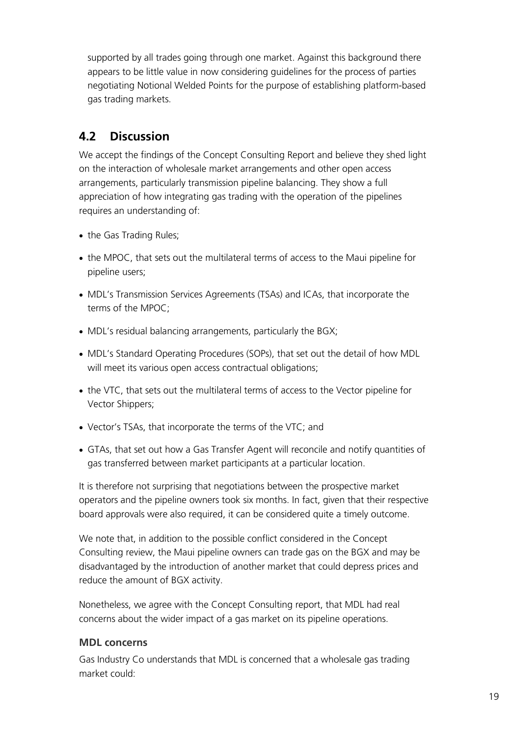supported by all trades going through one market. Against this background there appears to be little value in now considering guidelines for the process of parties negotiating Notional Welded Points for the purpose of establishing platform-based gas trading markets.

## 4.2 Discussion

We accept the findings of the Concept Consulting Report and believe they shed light on the interaction of wholesale market arrangements and other open access arrangements, particularly transmission pipeline balancing. They show a full appreciation of how integrating gas trading with the operation of the pipelines requires an understanding of:

- the Gas Trading Rules;
- the MPOC, that sets out the multilateral terms of access to the Maui pipeline for pipeline users;
- MDL's Transmission Services Agreements (TSAs) and ICAs, that incorporate the terms of the MPOC;
- MDL's residual balancing arrangements, particularly the BGX;
- MDL's Standard Operating Procedures (SOPs), that set out the detail of how MDL will meet its various open access contractual obligations;
- the VTC, that sets out the multilateral terms of access to the Vector pipeline for Vector Shippers;
- Vector's TSAs, that incorporate the terms of the VTC; and
- GTAs, that set out how a Gas Transfer Agent will reconcile and notify quantities of gas transferred between market participants at a particular location.

It is therefore not surprising that negotiations between the prospective market operators and the pipeline owners took six months. In fact, given that their respective board approvals were also required, it can be considered quite a timely outcome.

We note that, in addition to the possible conflict considered in the Concept Consulting review, the Maui pipeline owners can trade gas on the BGX and may be disadvantaged by the introduction of another market that could depress prices and reduce the amount of BGX activity.

Nonetheless, we agree with the Concept Consulting report, that MDL had real concerns about the wider impact of a gas market on its pipeline operations.

### MDL concerns

Gas Industry Co understands that MDL is concerned that a wholesale gas trading market could: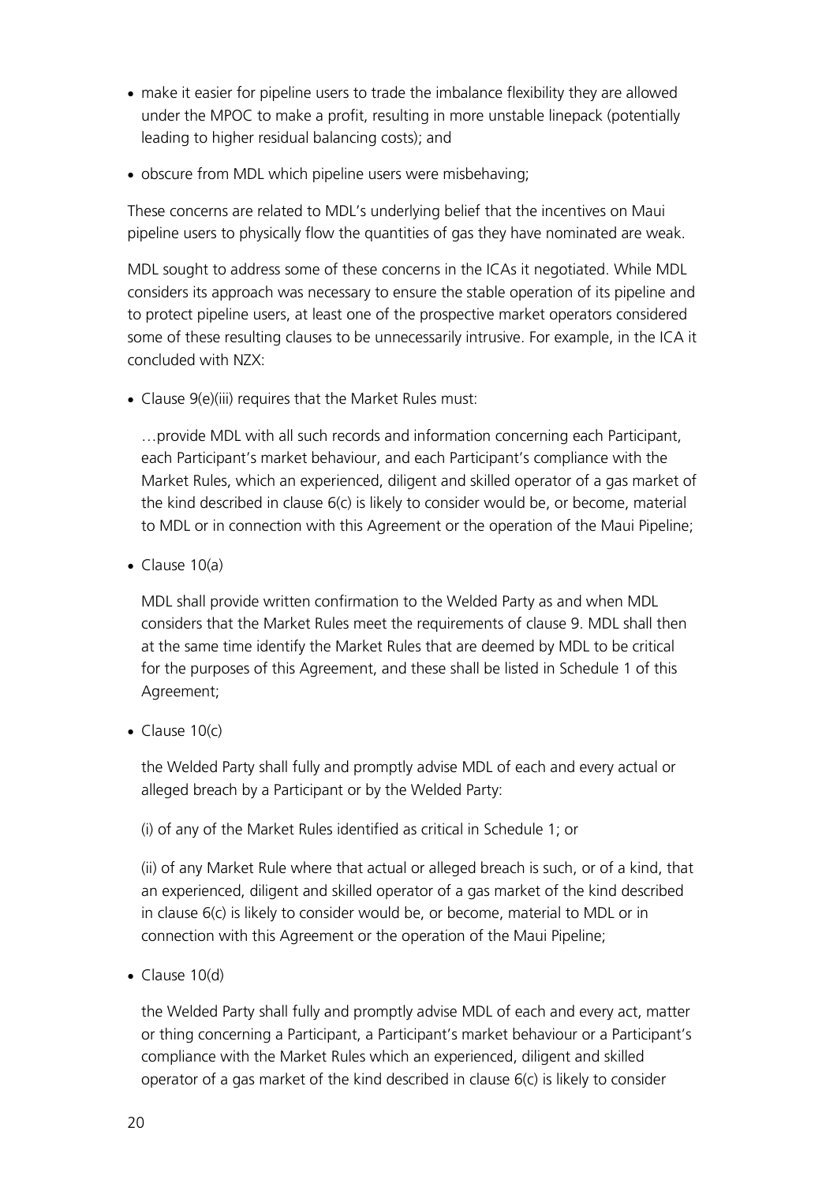- make it easier for pipeline users to trade the imbalance flexibility they are allowed under the MPOC to make a profit, resulting in more unstable linepack (potentially leading to higher residual balancing costs); and
- obscure from MDL which pipeline users were misbehaving;

These concerns are related to MDL's underlying belief that the incentives on Maui pipeline users to physically flow the quantities of gas they have nominated are weak.

MDL sought to address some of these concerns in the ICAs it negotiated. While MDL considers its approach was necessary to ensure the stable operation of its pipeline and to protect pipeline users, at least one of the prospective market operators considered some of these resulting clauses to be unnecessarily intrusive. For example, in the ICA it concluded with NZX:

- Clause 9(e)(iii) requires that the Market Rules must:

  …provide MDL with all such records and information concerning each Participant, each Participant's market behaviour, and each Participant's compliance with the Market Rules, which an experienced, diligent and skilled operator of a gas market of the kind described in clause 6(c) is likely to consider would be, or become, material to MDL or in connection with this Agreement or the operation of the Maui Pipeline;

- Clause 10(a)

  MDL shall provide written confirmation to the Welded Party as and when MDL considers that the Market Rules meet the requirements of clause 9. MDL shall then at the same time identify the Market Rules that are deemed by MDL to be critical for the purposes of this Agreement, and these shall be listed in Schedule 1 of this Agreement;

- Clause 10(c)

  the Welded Party shall fully and promptly advise MDL of each and every actual or alleged breach by a Participant or by the Welded Party:

  (i) of any of the Market Rules identified as critical in Schedule 1; or

  (ii) of any Market Rule where that actual or alleged breach is such, or of a kind, that an experienced, diligent and skilled operator of a gas market of the kind described in clause 6(c) is likely to consider would be, or become, material to MDL or in connection with this Agreement or the operation of the Maui Pipeline;

- Clause 10(d)

  the Welded Party shall fully and promptly advise MDL of each and every act, matter or thing concerning a Participant, a Participant's market behaviour or a Participant's compliance with the Market Rules which an experienced, diligent and skilled operator of a gas market of the kind described in clause 6(c) is likely to consider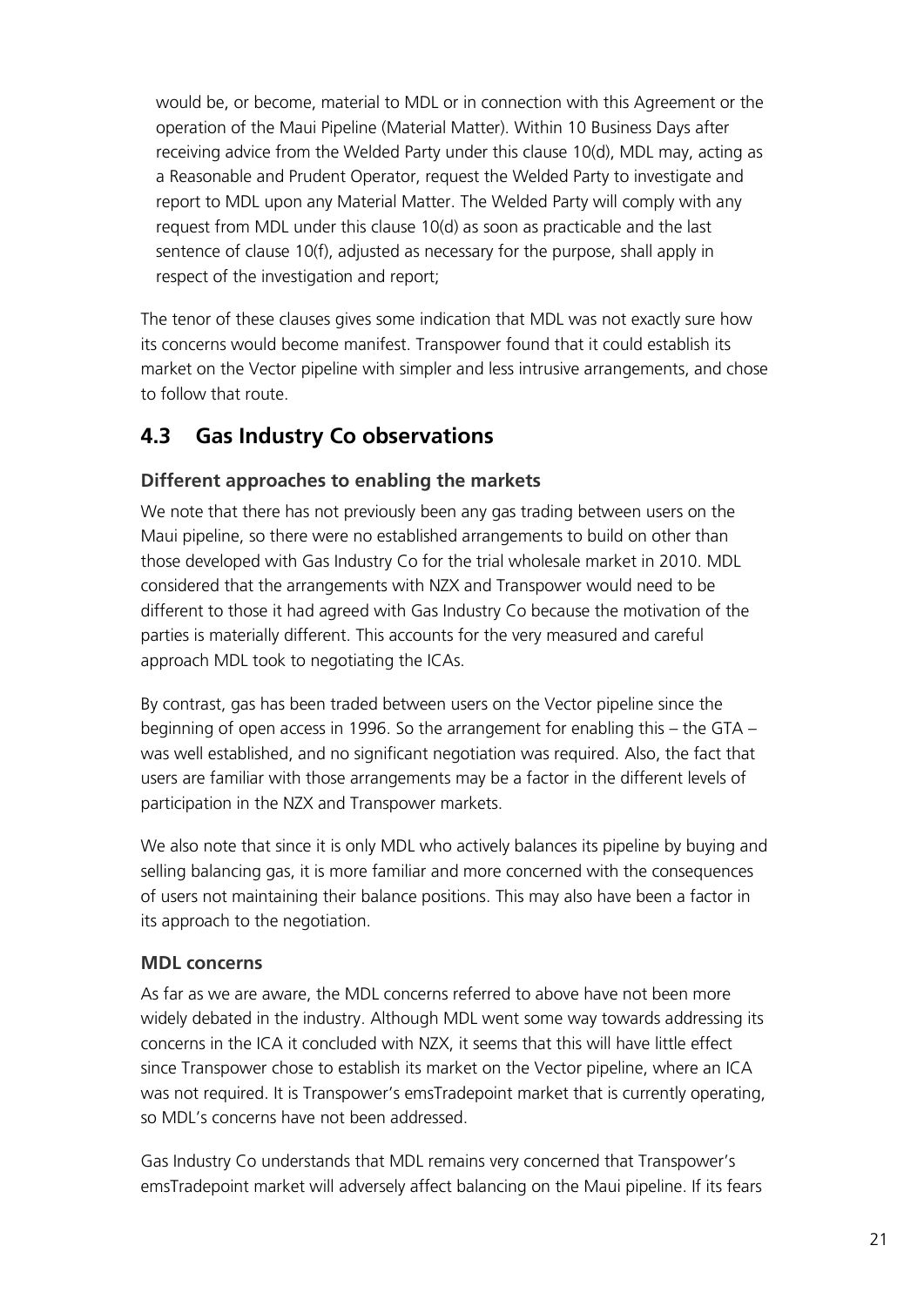would be, or become, material to MDL or in connection with this Agreement or the operation of the Maui Pipeline (Material Matter). Within 10 Business Days after receiving advice from the Welded Party under this clause 10(d), MDL may, acting as a Reasonable and Prudent Operator, request the Welded Party to investigate and report to MDL upon any Material Matter. The Welded Party will comply with any request from MDL under this clause 10(d) as soon as practicable and the last sentence of clause 10(f), adjusted as necessary for the purpose, shall apply in respect of the investigation and report;

The tenor of these clauses gives some indication that MDL was not exactly sure how its concerns would become manifest. Transpower found that it could establish its market on the Vector pipeline with simpler and less intrusive arrangements, and chose to follow that route.

## 4.3 Gas Industry Co observations

### Different approaches to enabling the markets

We note that there has not previously been any gas trading between users on the Maui pipeline, so there were no established arrangements to build on other than those developed with Gas Industry Co for the trial wholesale market in 2010. MDL considered that the arrangements with NZX and Transpower would need to be different to those it had agreed with Gas Industry Co because the motivation of the parties is materially different. This accounts for the very measured and careful approach MDL took to negotiating the ICAs.

By contrast, gas has been traded between users on the Vector pipeline since the beginning of open access in 1996. So the arrangement for enabling this – the GTA – was well established, and no significant negotiation was required. Also, the fact that users are familiar with those arrangements may be a factor in the different levels of participation in the NZX and Transpower markets.

We also note that since it is only MDL who actively balances its pipeline by buying and selling balancing gas, it is more familiar and more concerned with the consequences of users not maintaining their balance positions. This may also have been a factor in its approach to the negotiation.

### MDL concerns

As far as we are aware, the MDL concerns referred to above have not been more widely debated in the industry. Although MDL went some way towards addressing its concerns in the ICA it concluded with NZX, it seems that this will have little effect since Transpower chose to establish its market on the Vector pipeline, where an ICA was not required. It is Transpower's emsTradepoint market that is currently operating, so MDL's concerns have not been addressed.

Gas Industry Co understands that MDL remains very concerned that Transpower's emsTradepoint market will adversely affect balancing on the Maui pipeline. If its fears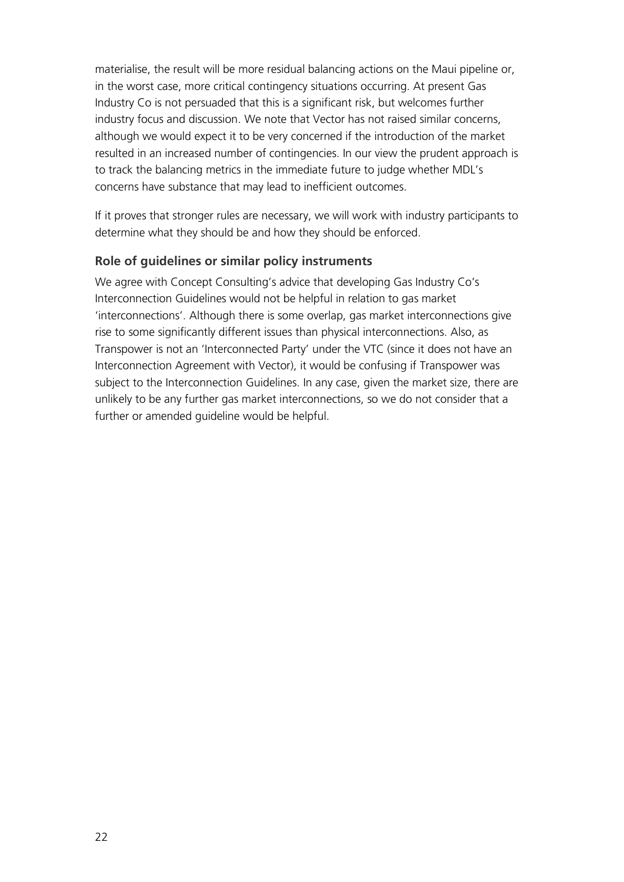materialise, the result will be more residual balancing actions on the Maui pipeline or, in the worst case, more critical contingency situations occurring. At present Gas Industry Co is not persuaded that this is a significant risk, but welcomes further industry focus and discussion. We note that Vector has not raised similar concerns, although we would expect it to be very concerned if the introduction of the market resulted in an increased number of contingencies. In our view the prudent approach is to track the balancing metrics in the immediate future to judge whether MDL's concerns have substance that may lead to inefficient outcomes.

If it proves that stronger rules are necessary, we will work with industry participants to determine what they should be and how they should be enforced.

### Role of guidelines or similar policy instruments

We agree with Concept Consulting's advice that developing Gas Industry Co's Interconnection Guidelines would not be helpful in relation to gas market 'interconnections'. Although there is some overlap, gas market interconnections give rise to some significantly different issues than physical interconnections. Also, as Transpower is not an 'Interconnected Party' under the VTC (since it does not have an Interconnection Agreement with Vector), it would be confusing if Transpower was subject to the Interconnection Guidelines. In any case, given the market size, there are unlikely to be any further gas market interconnections, so we do not consider that a further or amended guideline would be helpful.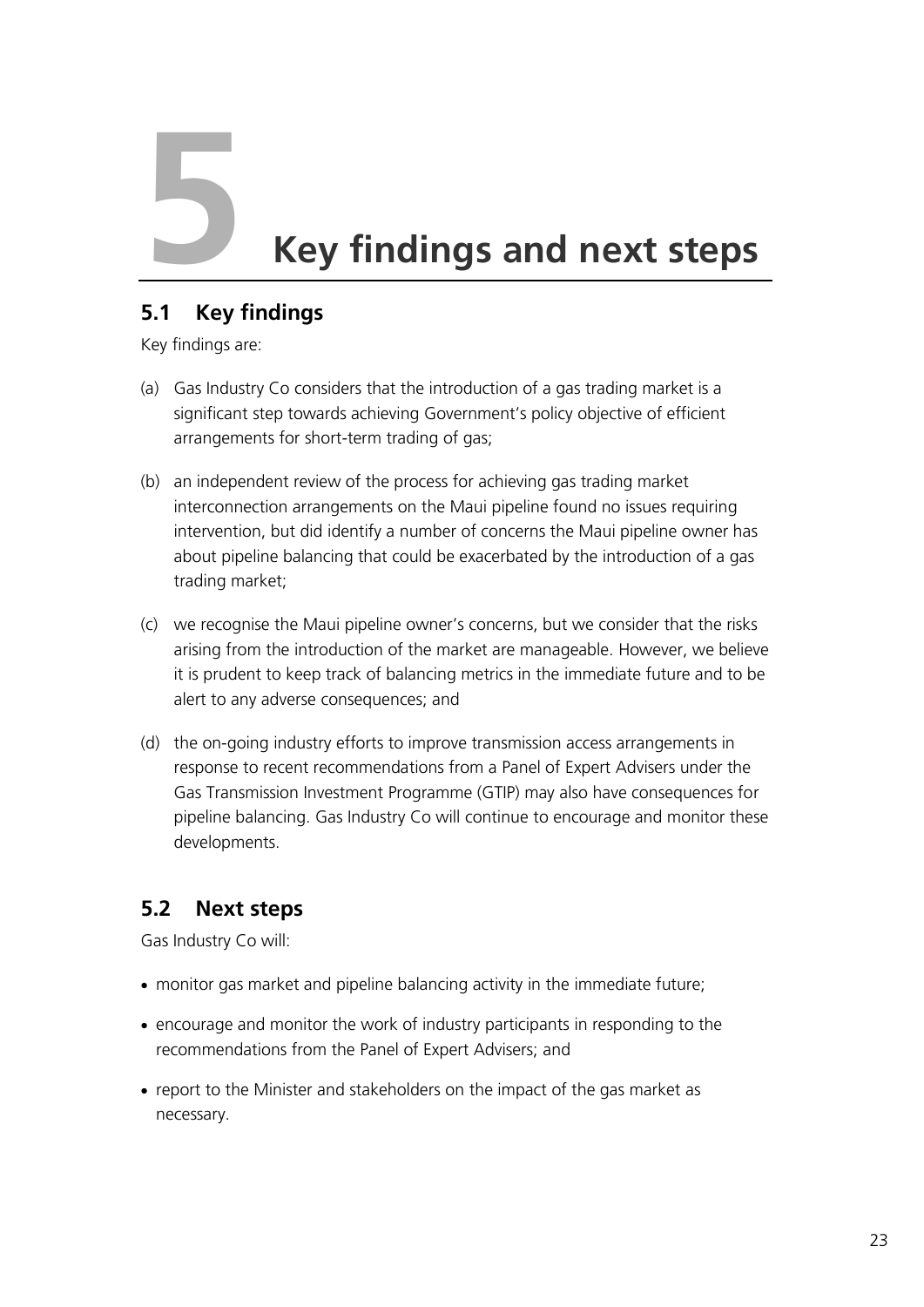# 5 Key findings and next steps

## 5.1 Key findings

Key findings are:

(a) Gas Industry Co considers that the introduction of a gas trading market is a significant step towards achieving Government's policy objective of efficient arrangements for short-term trading of gas;

(b) an independent review of the process for achieving gas trading market interconnection arrangements on the Maui pipeline found no issues requiring intervention, but did identify a number of concerns the Maui pipeline owner has about pipeline balancing that could be exacerbated by the introduction of a gas trading market;

(c) we recognise the Maui pipeline owner's concerns, but we consider that the risks arising from the introduction of the market are manageable. However, we believe it is prudent to keep track of balancing metrics in the immediate future and to be alert to any adverse consequences; and

(d) the on-going industry efforts to improve transmission access arrangements in response to recent recommendations from a Panel of Expert Advisers under the Gas Transmission Investment Programme (GTIP) may also have consequences for pipeline balancing. Gas Industry Co will continue to encourage and monitor these developments.

## 5.2 Next steps

Gas Industry Co will:

- monitor gas market and pipeline balancing activity in the immediate future;
- encourage and monitor the work of industry participants in responding to the recommendations from the Panel of Expert Advisers; and
- report to the Minister and stakeholders on the impact of the gas market as necessary.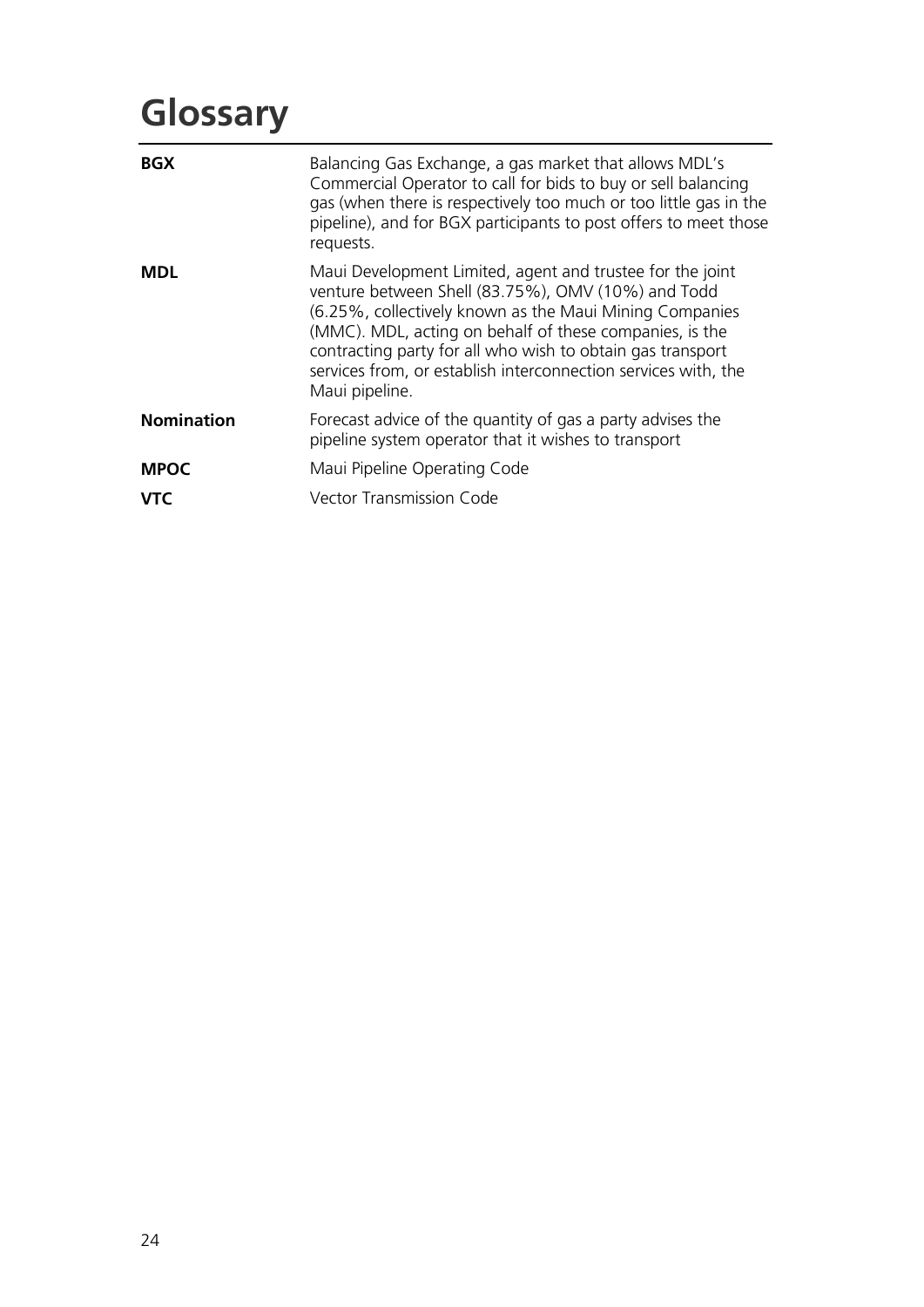# Glossary

| | |
|---|---|
| **BGX** | Balancing Gas Exchange, a gas market that allows MDL's Commercial Operator to call for bids to buy or sell balancing gas (when there is respectively too much or too little gas in the pipeline), and for BGX participants to post offers to meet those requests. |
| **MDL** | Maui Development Limited, agent and trustee for the joint venture between Shell (83.75%), OMV (10%) and Todd (6.25%, collectively known as the Maui Mining Companies (MMC). MDL, acting on behalf of these companies, is the contracting party for all who wish to obtain gas transport services from, or establish interconnection services with, the Maui pipeline. |
| **Nomination** | Forecast advice of the quantity of gas a party advises the pipeline system operator that it wishes to transport |
| **MPOC** | Maui Pipeline Operating Code |
| **VTC** | Vector Transmission Code |